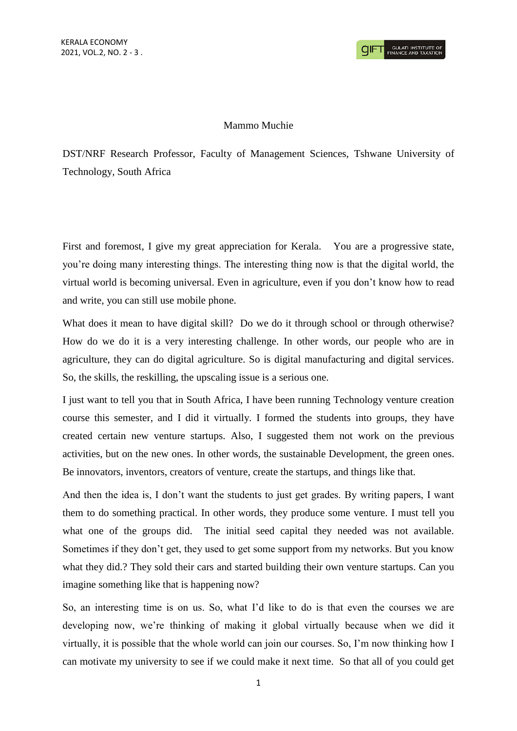Mammo Muchie

DST/NRF Research Professor, Faculty of Management Sciences, Tshwane University of Technology, South Africa

First and foremost, I give my great appreciation for Kerala. You are a progressive state, you're doing many interesting things. The interesting thing now is that the digital world, the virtual world is becoming universal. Even in agriculture, even if you don't know how to read and write, you can still use mobile phone.

What does it mean to have digital skill? Do we do it through school or through otherwise? How do we do it is a very interesting challenge. In other words, our people who are in agriculture, they can do digital agriculture. So is digital manufacturing and digital services. So, the skills, the reskilling, the upscaling issue is a serious one.

I just want to tell you that in South Africa, I have been running Technology venture creation course this semester, and I did it virtually. I formed the students into groups, they have created certain new venture startups. Also, I suggested them not work on the previous activities, but on the new ones. In other words, the sustainable Development, the green ones. Be innovators, inventors, creators of venture, create the startups, and things like that.

And then the idea is, I don't want the students to just get grades. By writing papers, I want them to do something practical. In other words, they produce some venture. I must tell you what one of the groups did. The initial seed capital they needed was not available. Sometimes if they don't get, they used to get some support from my networks. But you know what they did.? They sold their cars and started building their own venture startups. Can you imagine something like that is happening now?

So, an interesting time is on us. So, what I'd like to do is that even the courses we are developing now, we're thinking of making it global virtually because when we did it virtually, it is possible that the whole world can join our courses. So, I'm now thinking how I can motivate my university to see if we could make it next time. So that all of you could get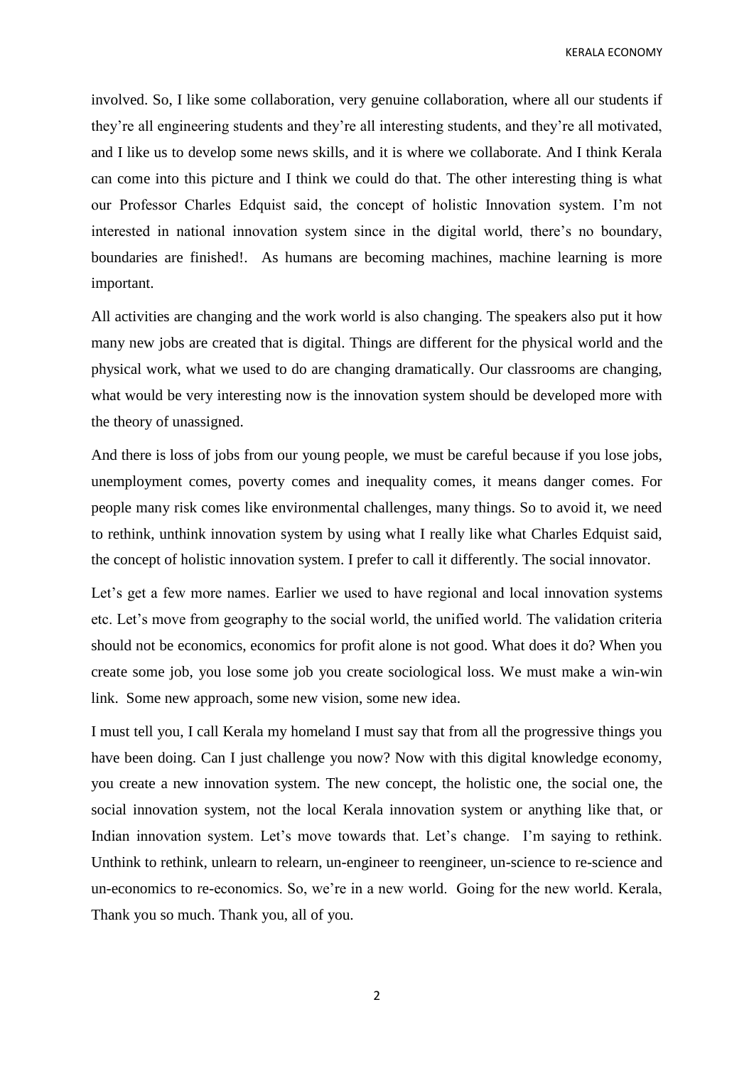involved. So, I like some collaboration, very genuine collaboration, where all our students if they're all engineering students and they're all interesting students, and they're all motivated, and I like us to develop some news skills, and it is where we collaborate. And I think Kerala can come into this picture and I think we could do that. The other interesting thing is what our Professor Charles Edquist said, the concept of holistic Innovation system. I'm not interested in national innovation system since in the digital world, there's no boundary, boundaries are finished!. As humans are becoming machines, machine learning is more important.

All activities are changing and the work world is also changing. The speakers also put it how many new jobs are created that is digital. Things are different for the physical world and the physical work, what we used to do are changing dramatically. Our classrooms are changing, what would be very interesting now is the innovation system should be developed more with the theory of unassigned.

And there is loss of jobs from our young people, we must be careful because if you lose jobs, unemployment comes, poverty comes and inequality comes, it means danger comes. For people many risk comes like environmental challenges, many things. So to avoid it, we need to rethink, unthink innovation system by using what I really like what Charles Edquist said, the concept of holistic innovation system. I prefer to call it differently. The social innovator.

Let's get a few more names. Earlier we used to have regional and local innovation systems etc. Let's move from geography to the social world, the unified world. The validation criteria should not be economics, economics for profit alone is not good. What does it do? When you create some job, you lose some job you create sociological loss. We must make a win-win link. Some new approach, some new vision, some new idea.

I must tell you, I call Kerala my homeland I must say that from all the progressive things you have been doing. Can I just challenge you now? Now with this digital knowledge economy, you create a new innovation system. The new concept, the holistic one, the social one, the social innovation system, not the local Kerala innovation system or anything like that, or Indian innovation system. Let's move towards that. Let's change. I'm saying to rethink. Unthink to rethink, unlearn to relearn, un-engineer to reengineer, un-science to re-science and un-economics to re-economics. So, we're in a new world. Going for the new world. Kerala, Thank you so much. Thank you, all of you.